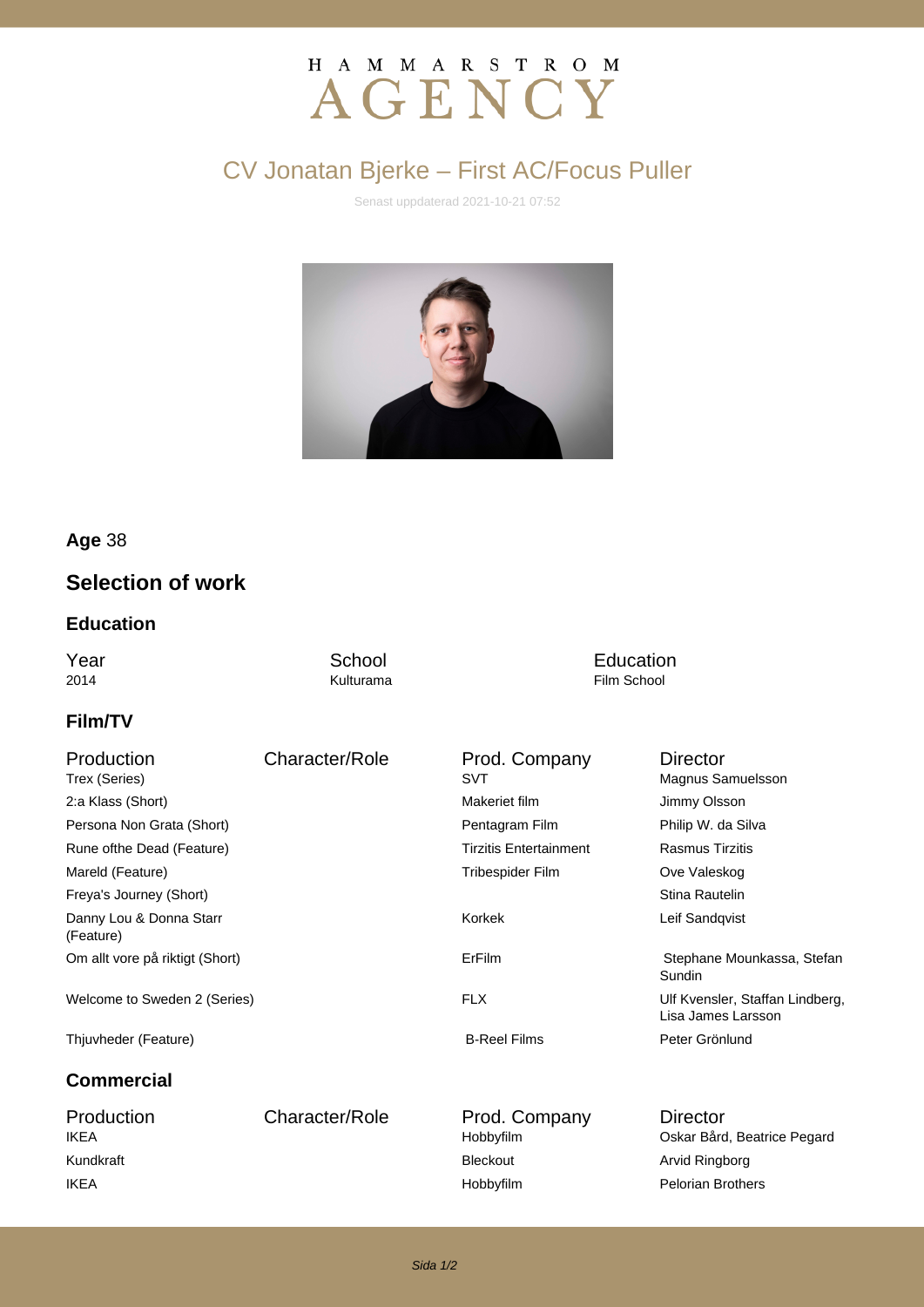HAMMARSTROM AGENCY

# CV Jonatan Bjerke – First AC/Focus Puller

Senast uppdaterad 2021-10-21 07:52

**Age** 38

## Selection of work

### Education

| Year | School | Education |
| --- | --- | --- |
| 2014 | Kulturama | Film School |

### Film/TV

| Production | Character/Role | Prod. Company | Director |
| --- | --- | --- | --- |
| Trex (Series) | | SVT | Magnus Samuelsson |
| 2:a Klass (Short) | | Makeriet film | Jimmy Olsson |
| Persona Non Grata (Short) | | Pentagram Film | Philip W. da Silva |
| Rune ofthe Dead (Feature) | | Tirzitis Entertainment | Rasmus Tirzitis |
| Mareld (Feature) | | Tribespider Film | Ove Valeskog |
| Freya's Journey (Short) | | | Stina Rautelin |
| Danny Lou & Donna Starr (Feature) | | Korkek | Leif Sandqvist |
| Om allt vore på riktigt (Short) | | ErFilm | Stephane Mounkassa, Stefan Sundin |
| Welcome to Sweden 2 (Series) | | FLX | Ulf Kvensler, Staffan Lindberg, Lisa James Larsson |
| Thjuvheder (Feature) | | B-Reel Films | Peter Grönlund |

### Commercial

| Production | Character/Role | Prod. Company | Director |
| --- | --- | --- | --- |
| IKEA | | Hobbyfilm | Oskar Bård, Beatrice Pegard |
| Kundkraft | | Bleckout | Arvid Ringborg |
| IKEA | | Hobbyfilm | Pelorian Brothers |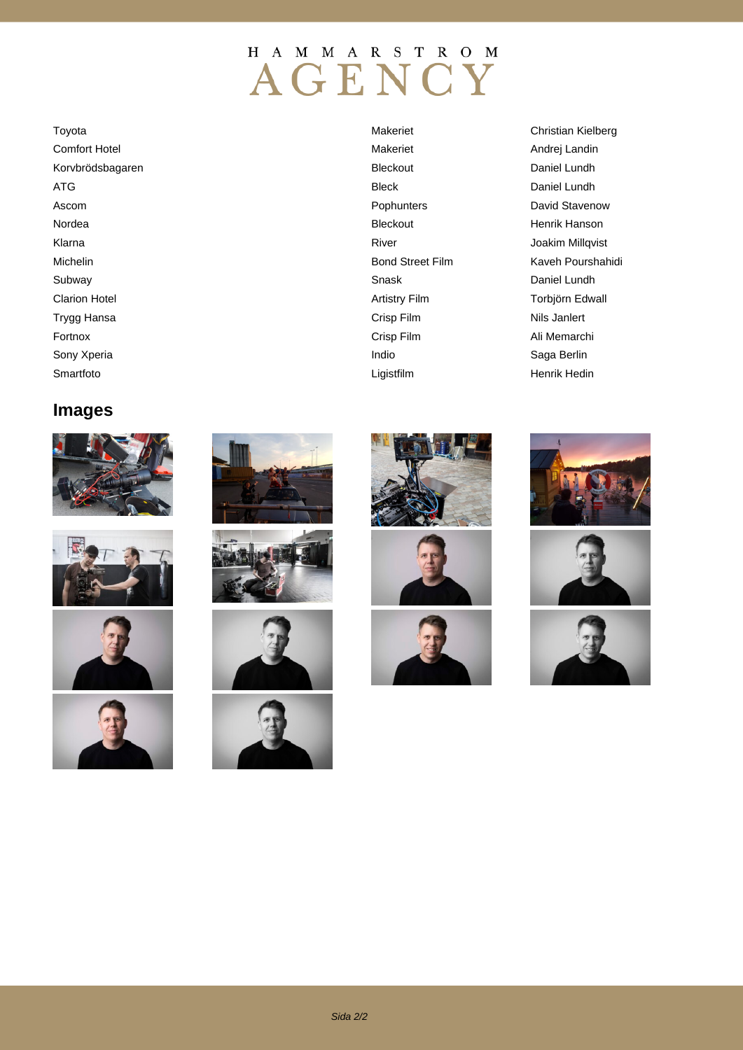| | | |
|---|---|---|
| Toyota | Makeriet | Christian Kielberg |
| Comfort Hotel | Makeriet | Andrej Landin |
| Korvbrödsbagaren | Bleckout | Daniel Lundh |
| ATG | Bleck | Daniel Lundh |
| Ascom | Pophunters | David Stavenow |
| Nordea | Bleckout | Henrik Hanson |
| Klarna | River | Joakim Millqvist |
| Michelin | Bond Street Film | Kaveh Pourshahidi |
| Subway | Snask | Daniel Lundh |
| Clarion Hotel | Artistry Film | Torbjörn Edwall |
| Trygg Hansa | Crisp Film | Nils Janlert |
| Fortnox | Crisp Film | Ali Memarchi |
| Sony Xperia | Indio | Saga Berlin |
| Smartfoto | Ligistfilm | Henrik Hedin |

## Images